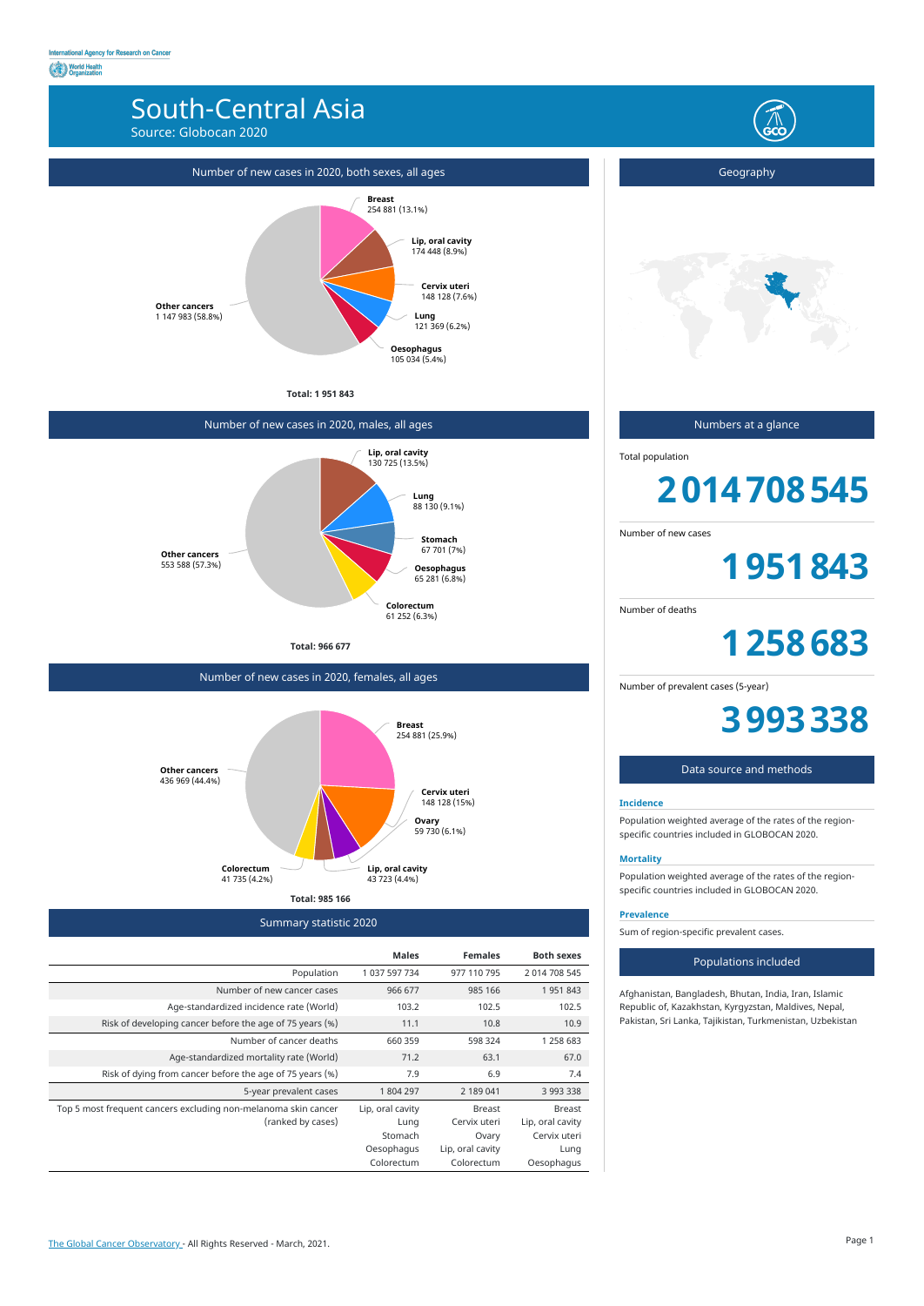International Agency for Research on Cancer
World Health Organization

# South-Central Asia

Source: Globocan 2020

## Number of new cases in 2020, both sexes, all ages

- Breast: 254 881 (13.1%)
- Lip, oral cavity: 174 448 (8.9%)
- Cervix uteri: 148 128 (7.6%)
- Lung: 121 369 (6.2%)
- Oesophagus: 105 034 (5.4%)
- Other cancers: 1 147 983 (58.8%)

**Total: 1 951 843**

## Number of new cases in 2020, males, all ages

- Lip, oral cavity: 130 725 (13.5%)
- Lung: 88 130 (9.1%)
- Stomach: 67 701 (7%)
- Oesophagus: 65 281 (6.8%)
- Colorectum: 61 252 (6.3%)
- Other cancers: 553 588 (57.3%)

**Total: 966 677**

## Number of new cases in 2020, females, all ages

- Breast: 254 881 (25.9%)
- Cervix uteri: 148 128 (15%)
- Ovary: 59 730 (6.1%)
- Lip, oral cavity: 43 723 (4.4%)
- Colorectum: 41 735 (4.2%)
- Other cancers: 436 969 (44.4%)

**Total: 985 166**

## Summary statistic 2020

| | Males | Females | Both sexes |
|---|---|---|---|
| Population | 1 037 597 734 | 977 110 795 | 2 014 708 545 |
| Number of new cancer cases | 966 677 | 985 166 | 1 951 843 |
| Age-standardized incidence rate (World) | 103.2 | 102.5 | 102.5 |
| Risk of developing cancer before the age of 75 years (%) | 11.1 | 10.8 | 10.9 |
| Number of cancer deaths | 660 359 | 598 324 | 1 258 683 |
| Age-standardized mortality rate (World) | 71.2 | 63.1 | 67.0 |
| Risk of dying from cancer before the age of 75 years (%) | 7.9 | 6.9 | 7.4 |
| 5-year prevalent cases | 1 804 297 | 2 189 041 | 3 993 338 |
| Top 5 most frequent cancers excluding non-melanoma skin cancer (ranked by cases) | Lip, oral cavity<br>Lung<br>Stomach<br>Oesophagus<br>Colorectum | Breast<br>Cervix uteri<br>Ovary<br>Lip, oral cavity<br>Colorectum | Breast<br>Lip, oral cavity<br>Cervix uteri<br>Lung<br>Oesophagus |

## Geography

## Numbers at a glance

Total population

**2 014 708 545**

Number of new cases

**1 951 843**

Number of deaths

**1 258 683**

Number of prevalent cases (5-year)

**3 993 338**

## Data source and methods

**Incidence**

Population weighted average of the rates of the region-specific countries included in GLOBOCAN 2020.

**Mortality**

Population weighted average of the rates of the region-specific countries included in GLOBOCAN 2020.

**Prevalence**

Sum of region-specific prevalent cases.

## Populations included

Afghanistan, Bangladesh, Bhutan, India, Iran, Islamic Republic of, Kazakhstan, Kyrgyzstan, Maldives, Nepal, Pakistan, Sri Lanka, Tajikistan, Turkmenistan, Uzbekistan

The Global Cancer Observatory - All Rights Reserved - March, 2021.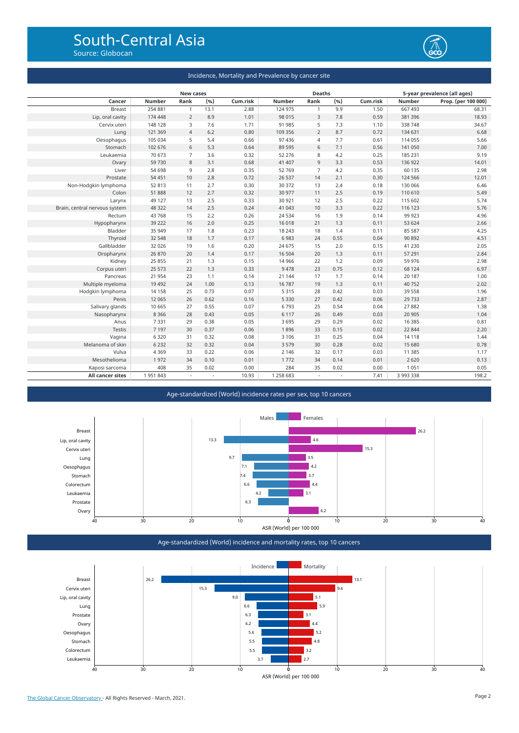# South-Central Asia

Source: Globocan

## Incidence, Mortality and Prevalence by cancer site

| Cancer | New cases | | | | Deaths | | | | 5-year prevalence (all ages) | |
|---|---|---|---|---|---|---|---|---|---|---|
| | Number | Rank | (%) | Cum.risk | Number | Rank | (%) | Cum.risk | Number | Prop. (per 100 000) |
| Breast | 254 881 | 1 | 13.1 | 2.88 | 124 975 | 1 | 9.9 | 1.50 | 667 493 | 68.31 |
| Lip, oral cavity | 174 448 | 2 | 8.9 | 1.01 | 98 015 | 3 | 7.8 | 0.59 | 381 396 | 18.93 |
| Cervix uteri | 148 128 | 3 | 7.6 | 1.71 | 91 985 | 5 | 7.3 | 1.10 | 338 748 | 34.67 |
| Lung | 121 369 | 4 | 6.2 | 0.80 | 109 356 | 2 | 8.7 | 0.72 | 134 631 | 6.68 |
| Oesophagus | 105 034 | 5 | 5.4 | 0.66 | 97 436 | 4 | 7.7 | 0.61 | 114 055 | 5.66 |
| Stomach | 102 676 | 6 | 5.3 | 0.64 | 89 595 | 6 | 7.1 | 0.56 | 141 050 | 7.00 |
| Leukaemia | 70 673 | 7 | 3.6 | 0.32 | 52 276 | 8 | 4.2 | 0.25 | 185 231 | 9.19 |
| Ovary | 59 730 | 8 | 3.1 | 0.68 | 41 407 | 9 | 3.3 | 0.53 | 136 922 | 14.01 |
| Liver | 54 698 | 9 | 2.8 | 0.35 | 52 769 | 7 | 4.2 | 0.35 | 60 135 | 2.98 |
| Prostate | 54 451 | 10 | 2.8 | 0.72 | 26 537 | 14 | 2.1 | 0.30 | 124 566 | 12.01 |
| Non-Hodgkin lymphoma | 52 813 | 11 | 2.7 | 0.30 | 30 372 | 13 | 2.4 | 0.18 | 130 066 | 6.46 |
| Colon | 51 888 | 12 | 2.7 | 0.32 | 30 977 | 11 | 2.5 | 0.19 | 110 610 | 5.49 |
| Larynx | 49 127 | 13 | 2.5 | 0.33 | 30 921 | 12 | 2.5 | 0.22 | 115 602 | 5.74 |
| Brain, central nervous system | 48 322 | 14 | 2.5 | 0.24 | 41 043 | 10 | 3.3 | 0.22 | 116 123 | 5.76 |
| Rectum | 43 768 | 15 | 2.2 | 0.26 | 24 534 | 16 | 1.9 | 0.14 | 99 923 | 4.96 |
| Hypopharynx | 39 222 | 16 | 2.0 | 0.25 | 16 018 | 21 | 1.3 | 0.11 | 53 624 | 2.66 |
| Bladder | 35 949 | 17 | 1.8 | 0.23 | 18 243 | 18 | 1.4 | 0.11 | 85 587 | 4.25 |
| Thyroid | 32 548 | 18 | 1.7 | 0.17 | 6 983 | 24 | 0.55 | 0.04 | 90 892 | 4.51 |
| Gallbladder | 32 026 | 19 | 1.6 | 0.20 | 24 675 | 15 | 2.0 | 0.15 | 41 230 | 2.05 |
| Oropharynx | 26 870 | 20 | 1.4 | 0.17 | 16 504 | 20 | 1.3 | 0.11 | 57 291 | 2.84 |
| Kidney | 25 855 | 21 | 1.3 | 0.15 | 14 966 | 22 | 1.2 | 0.09 | 59 976 | 2.98 |
| Corpus uteri | 25 573 | 22 | 1.3 | 0.33 | 9 478 | 23 | 0.75 | 0.12 | 68 124 | 6.97 |
| Pancreas | 21 954 | 23 | 1.1 | 0.14 | 21 144 | 17 | 1.7 | 0.14 | 20 187 | 1.00 |
| Multiple myeloma | 19 492 | 24 | 1.00 | 0.13 | 16 787 | 19 | 1.3 | 0.11 | 40 752 | 2.02 |
| Hodgkin lymphoma | 14 158 | 25 | 0.73 | 0.07 | 5 315 | 28 | 0.42 | 0.03 | 39 558 | 1.96 |
| Penis | 12 065 | 26 | 0.62 | 0.16 | 5 330 | 27 | 0.42 | 0.06 | 29 733 | 2.87 |
| Salivary glands | 10 665 | 27 | 0.55 | 0.07 | 6 793 | 25 | 0.54 | 0.04 | 27 882 | 1.38 |
| Nasopharynx | 8 366 | 28 | 0.43 | 0.05 | 6 117 | 26 | 0.49 | 0.03 | 20 905 | 1.04 |
| Anus | 7 331 | 29 | 0.38 | 0.05 | 3 695 | 29 | 0.29 | 0.02 | 16 385 | 0.81 |
| Testis | 7 197 | 30 | 0.37 | 0.06 | 1 896 | 33 | 0.15 | 0.02 | 22 844 | 2.20 |
| Vagina | 6 320 | 31 | 0.32 | 0.08 | 3 106 | 31 | 0.25 | 0.04 | 14 118 | 1.44 |
| Melanoma of skin | 6 232 | 32 | 0.32 | 0.04 | 3 579 | 30 | 0.28 | 0.02 | 15 680 | 0.78 |
| Vulva | 4 369 | 33 | 0.22 | 0.06 | 2 146 | 32 | 0.17 | 0.03 | 11 385 | 1.17 |
| Mesothelioma | 1 972 | 34 | 0.10 | 0.01 | 1 772 | 34 | 0.14 | 0.01 | 2 620 | 0.13 |
| Kaposi sarcoma | 408 | 35 | 0.02 | 0.00 | 284 | 35 | 0.02 | 0.00 | 1 051 | 0.05 |
| **All cancer sites** | 1 951 843 | - | - | 10.93 | 1 258 683 | - | - | 7.41 | 3 993 338 | 198.2 |

## Age-standardized (World) incidence rates per sex, top 10 cancers

Males | Females

Breast 26.2
Lip, oral cavity 13.3 | 4.6
Cervix uteri 15.3
Lung 9.7 | 3.5
Oesophagus 7.1 | 4.2
Stomach 7.4 | 3.7
Colorectum 6.6 | 4.4
Leukaemia 4.2 | 3.1
Prostate 6.3
Ovary 6.2

40 30 20 10 0 10 20 30 40

ASR (World) per 100 000

## Age-standardized (World) incidence and mortality rates, top 10 cancers

Incidence | Mortality

Breast 26.2 | 13.1
Cervix uteri 15.3 | 9.6
Lip, oral cavity 9.0 | 5.1
Lung 6.6 | 5.9
Prostate 6.3 | 3.1
Ovary 6.2 | 4.4
Oesophagus 5.6 | 5.2
Stomach 5.5 | 4.8
Colorectum 5.5 | 3.2
Leukaemia 3.7 | 2.7

40 30 20 10 0 10 20 30 40

ASR (World) per 100 000

The Global Cancer Observatory - All Rights Reserved - March, 2021.